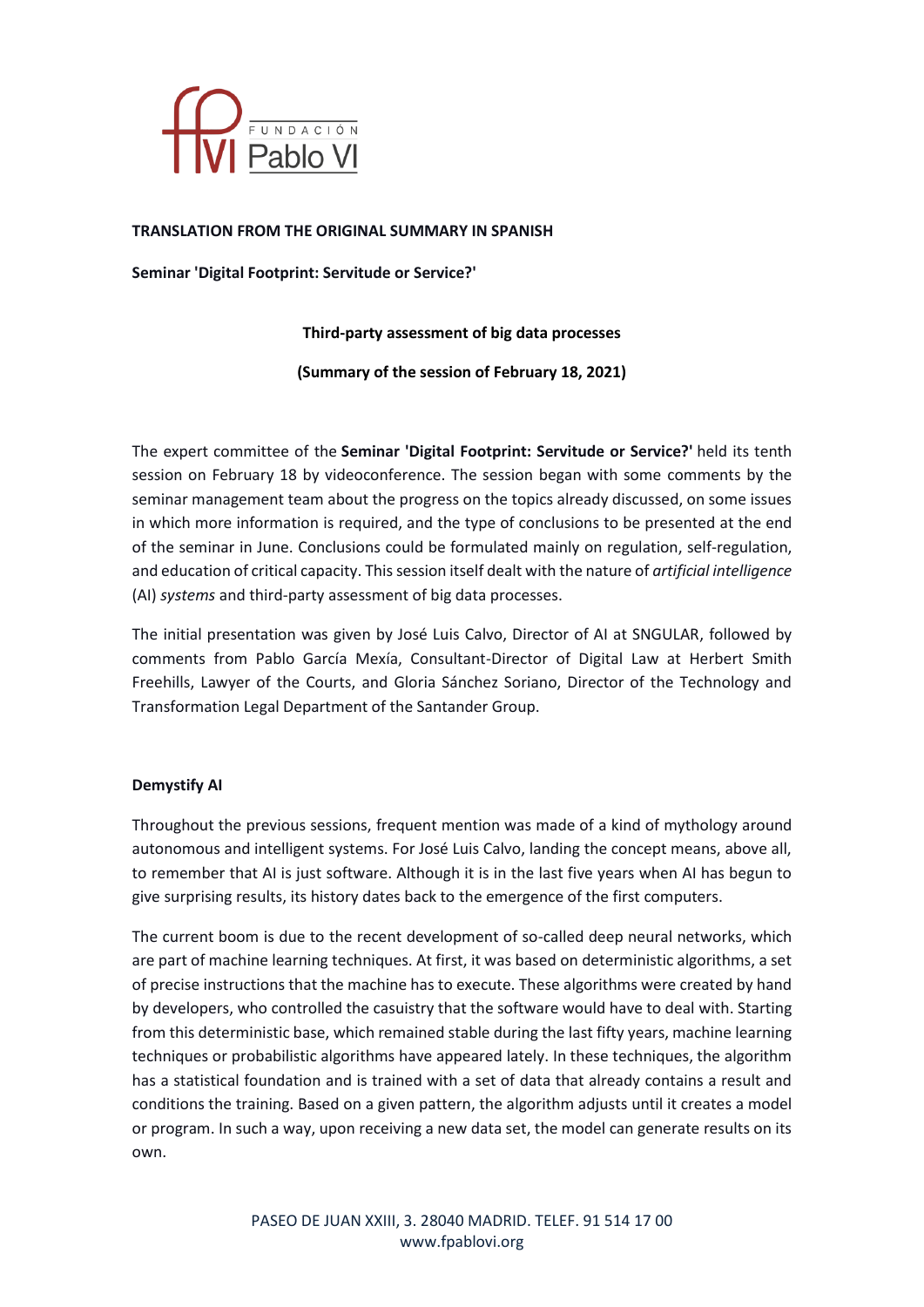**TRANSLATION FROM THE ORIGINAL SUMMARY IN SPANISH**

**Seminar 'Digital Footprint: Servitude or Service?'**

**Third-party assessment of big data processes**

**(Summary of the session of February 18, 2021)**

The expert committee of the **Seminar 'Digital Footprint: Servitude or Service?'** held its tenth session on February 18 by videoconference. The session began with some comments by the seminar management team about the progress on the topics already discussed, on some issues in which more information is required, and the type of conclusions to be presented at the end of the seminar in June. Conclusions could be formulated mainly on regulation, self-regulation, and education of critical capacity. This session itself dealt with the nature of *artificial intelligence* (AI) *systems* and third-party assessment of big data processes.

The initial presentation was given by José Luis Calvo, Director of AI at SNGULAR, followed by comments from Pablo García Mexía, Consultant-Director of Digital Law at Herbert Smith Freehills, Lawyer of the Courts, and Gloria Sánchez Soriano, Director of the Technology and Transformation Legal Department of the Santander Group.

## Demystify AI

Throughout the previous sessions, frequent mention was made of a kind of mythology around autonomous and intelligent systems. For José Luis Calvo, landing the concept means, above all, to remember that AI is just software. Although it is in the last five years when AI has begun to give surprising results, its history dates back to the emergence of the first computers.

The current boom is due to the recent development of so-called deep neural networks, which are part of machine learning techniques. At first, it was based on deterministic algorithms, a set of precise instructions that the machine has to execute. These algorithms were created by hand by developers, who controlled the casuistry that the software would have to deal with. Starting from this deterministic base, which remained stable during the last fifty years, machine learning techniques or probabilistic algorithms have appeared lately. In these techniques, the algorithm has a statistical foundation and is trained with a set of data that already contains a result and conditions the training. Based on a given pattern, the algorithm adjusts until it creates a model or program. In such a way, upon receiving a new data set, the model can generate results on its own.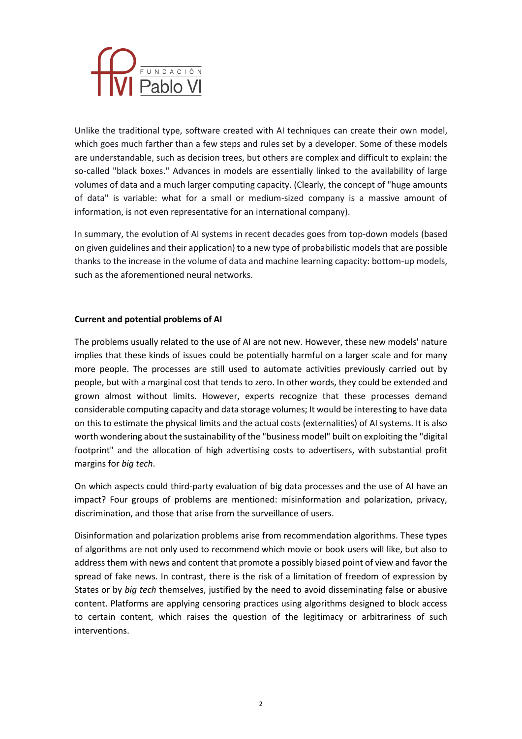Unlike the traditional type, software created with AI techniques can create their own model, which goes much farther than a few steps and rules set by a developer. Some of these models are understandable, such as decision trees, but others are complex and difficult to explain: the so-called "black boxes." Advances in models are essentially linked to the availability of large volumes of data and a much larger computing capacity. (Clearly, the concept of "huge amounts of data" is variable: what for a small or medium-sized company is a massive amount of information, is not even representative for an international company).

In summary, the evolution of AI systems in recent decades goes from top-down models (based on given guidelines and their application) to a new type of probabilistic models that are possible thanks to the increase in the volume of data and machine learning capacity: bottom-up models, such as the aforementioned neural networks.

**Current and potential problems of AI**

The problems usually related to the use of AI are not new. However, these new models' nature implies that these kinds of issues could be potentially harmful on a larger scale and for many more people. The processes are still used to automate activities previously carried out by people, but with a marginal cost that tends to zero. In other words, they could be extended and grown almost without limits. However, experts recognize that these processes demand considerable computing capacity and data storage volumes; It would be interesting to have data on this to estimate the physical limits and the actual costs (externalities) of AI systems. It is also worth wondering about the sustainability of the "business model" built on exploiting the "digital footprint" and the allocation of high advertising costs to advertisers, with substantial profit margins for *big tech*.

On which aspects could third-party evaluation of big data processes and the use of AI have an impact? Four groups of problems are mentioned: misinformation and polarization, privacy, discrimination, and those that arise from the surveillance of users.

Disinformation and polarization problems arise from recommendation algorithms. These types of algorithms are not only used to recommend which movie or book users will like, but also to address them with news and content that promote a possibly biased point of view and favor the spread of fake news. In contrast, there is the risk of a limitation of freedom of expression by States or by *big tech* themselves, justified by the need to avoid disseminating false or abusive content. Platforms are applying censoring practices using algorithms designed to block access to certain content, which raises the question of the legitimacy or arbitrariness of such interventions.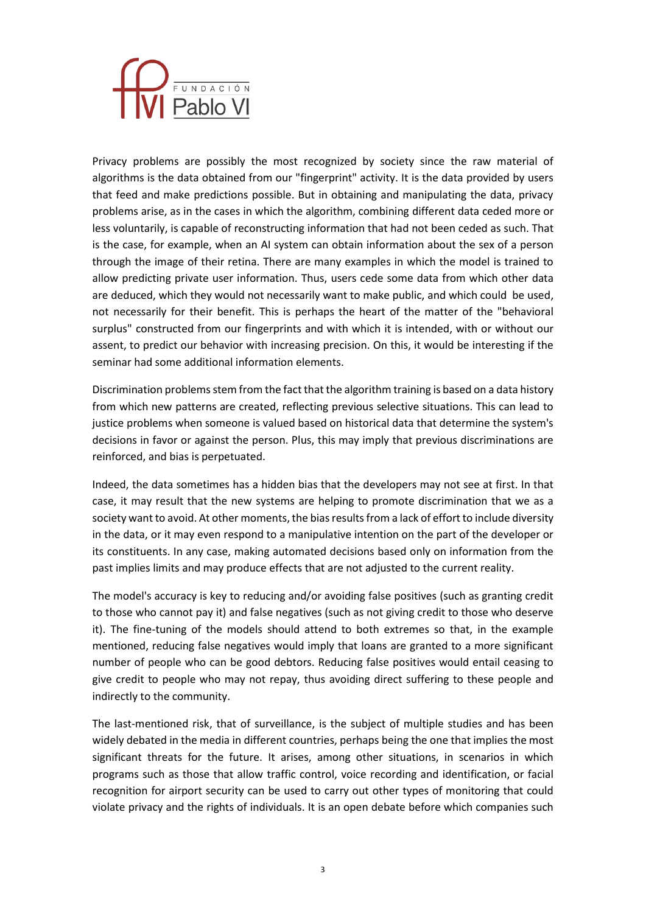Privacy problems are possibly the most recognized by society since the raw material of algorithms is the data obtained from our "fingerprint" activity. It is the data provided by users that feed and make predictions possible. But in obtaining and manipulating the data, privacy problems arise, as in the cases in which the algorithm, combining different data ceded more or less voluntarily, is capable of reconstructing information that had not been ceded as such. That is the case, for example, when an AI system can obtain information about the sex of a person through the image of their retina. There are many examples in which the model is trained to allow predicting private user information. Thus, users cede some data from which other data are deduced, which they would not necessarily want to make public, and which could be used, not necessarily for their benefit. This is perhaps the heart of the matter of the "behavioral surplus" constructed from our fingerprints and with which it is intended, with or without our assent, to predict our behavior with increasing precision. On this, it would be interesting if the seminar had some additional information elements.

Discrimination problems stem from the fact that the algorithm training is based on a data history from which new patterns are created, reflecting previous selective situations. This can lead to justice problems when someone is valued based on historical data that determine the system's decisions in favor or against the person. Plus, this may imply that previous discriminations are reinforced, and bias is perpetuated.

Indeed, the data sometimes has a hidden bias that the developers may not see at first. In that case, it may result that the new systems are helping to promote discrimination that we as a society want to avoid. At other moments, the bias results from a lack of effort to include diversity in the data, or it may even respond to a manipulative intention on the part of the developer or its constituents. In any case, making automated decisions based only on information from the past implies limits and may produce effects that are not adjusted to the current reality.

The model's accuracy is key to reducing and/or avoiding false positives (such as granting credit to those who cannot pay it) and false negatives (such as not giving credit to those who deserve it). The fine-tuning of the models should attend to both extremes so that, in the example mentioned, reducing false negatives would imply that loans are granted to a more significant number of people who can be good debtors. Reducing false positives would entail ceasing to give credit to people who may not repay, thus avoiding direct suffering to these people and indirectly to the community.

The last-mentioned risk, that of surveillance, is the subject of multiple studies and has been widely debated in the media in different countries, perhaps being the one that implies the most significant threats for the future. It arises, among other situations, in scenarios in which programs such as those that allow traffic control, voice recording and identification, or facial recognition for airport security can be used to carry out other types of monitoring that could violate privacy and the rights of individuals. It is an open debate before which companies such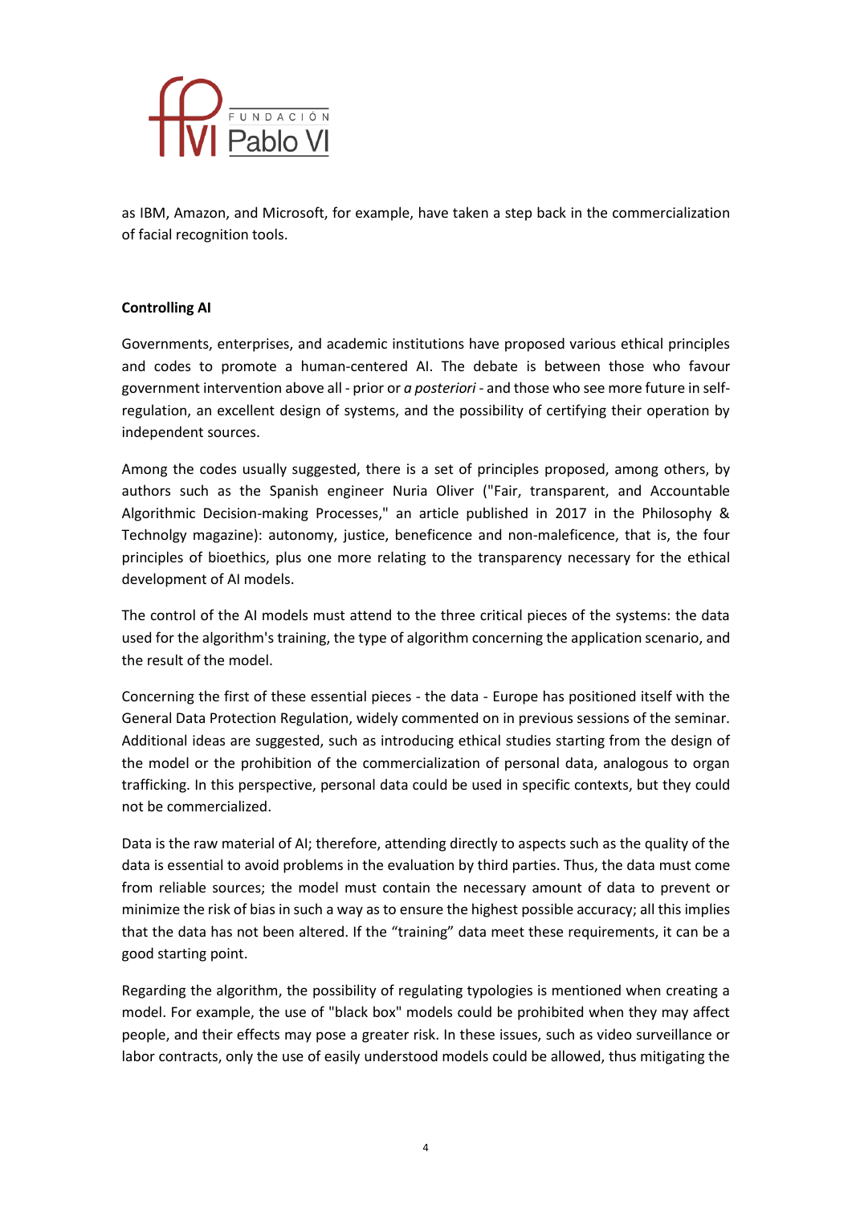as IBM, Amazon, and Microsoft, for example, have taken a step back in the commercialization of facial recognition tools.

**Controlling AI**

Governments, enterprises, and academic institutions have proposed various ethical principles and codes to promote a human-centered AI. The debate is between those who favour government intervention above all - prior or *a posteriori* - and those who see more future in self-regulation, an excellent design of systems, and the possibility of certifying their operation by independent sources.

Among the codes usually suggested, there is a set of principles proposed, among others, by authors such as the Spanish engineer Nuria Oliver ("Fair, transparent, and Accountable Algorithmic Decision-making Processes," an article published in 2017 in the Philosophy & Technolgy magazine): autonomy, justice, beneficence and non-maleficence, that is, the four principles of bioethics, plus one more relating to the transparency necessary for the ethical development of AI models.

The control of the AI models must attend to the three critical pieces of the systems: the data used for the algorithm's training, the type of algorithm concerning the application scenario, and the result of the model.

Concerning the first of these essential pieces - the data - Europe has positioned itself with the General Data Protection Regulation, widely commented on in previous sessions of the seminar. Additional ideas are suggested, such as introducing ethical studies starting from the design of the model or the prohibition of the commercialization of personal data, analogous to organ trafficking. In this perspective, personal data could be used in specific contexts, but they could not be commercialized.

Data is the raw material of AI; therefore, attending directly to aspects such as the quality of the data is essential to avoid problems in the evaluation by third parties. Thus, the data must come from reliable sources; the model must contain the necessary amount of data to prevent or minimize the risk of bias in such a way as to ensure the highest possible accuracy; all this implies that the data has not been altered. If the "training" data meet these requirements, it can be a good starting point.

Regarding the algorithm, the possibility of regulating typologies is mentioned when creating a model. For example, the use of "black box" models could be prohibited when they may affect people, and their effects may pose a greater risk. In these issues, such as video surveillance or labor contracts, only the use of easily understood models could be allowed, thus mitigating the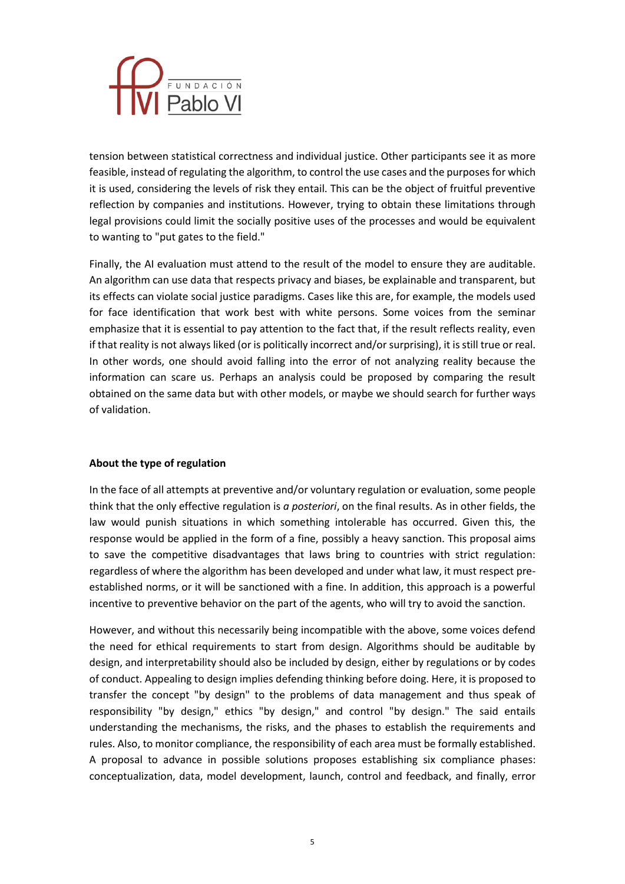tension between statistical correctness and individual justice. Other participants see it as more feasible, instead of regulating the algorithm, to control the use cases and the purposes for which it is used, considering the levels of risk they entail. This can be the object of fruitful preventive reflection by companies and institutions. However, trying to obtain these limitations through legal provisions could limit the socially positive uses of the processes and would be equivalent to wanting to "put gates to the field."

Finally, the AI evaluation must attend to the result of the model to ensure they are auditable. An algorithm can use data that respects privacy and biases, be explainable and transparent, but its effects can violate social justice paradigms. Cases like this are, for example, the models used for face identification that work best with white persons. Some voices from the seminar emphasize that it is essential to pay attention to the fact that, if the result reflects reality, even if that reality is not always liked (or is politically incorrect and/or surprising), it is still true or real. In other words, one should avoid falling into the error of not analyzing reality because the information can scare us. Perhaps an analysis could be proposed by comparing the result obtained on the same data but with other models, or maybe we should search for further ways of validation.

**About the type of regulation**

In the face of all attempts at preventive and/or voluntary regulation or evaluation, some people think that the only effective regulation is *a posteriori*, on the final results. As in other fields, the law would punish situations in which something intolerable has occurred. Given this, the response would be applied in the form of a fine, possibly a heavy sanction. This proposal aims to save the competitive disadvantages that laws bring to countries with strict regulation: regardless of where the algorithm has been developed and under what law, it must respect pre-established norms, or it will be sanctioned with a fine. In addition, this approach is a powerful incentive to preventive behavior on the part of the agents, who will try to avoid the sanction.

However, and without this necessarily being incompatible with the above, some voices defend the need for ethical requirements to start from design. Algorithms should be auditable by design, and interpretability should also be included by design, either by regulations or by codes of conduct. Appealing to design implies defending thinking before doing. Here, it is proposed to transfer the concept "by design" to the problems of data management and thus speak of responsibility "by design," ethics "by design," and control "by design." The said entails understanding the mechanisms, the risks, and the phases to establish the requirements and rules. Also, to monitor compliance, the responsibility of each area must be formally established. A proposal to advance in possible solutions proposes establishing six compliance phases: conceptualization, data, model development, launch, control and feedback, and finally, error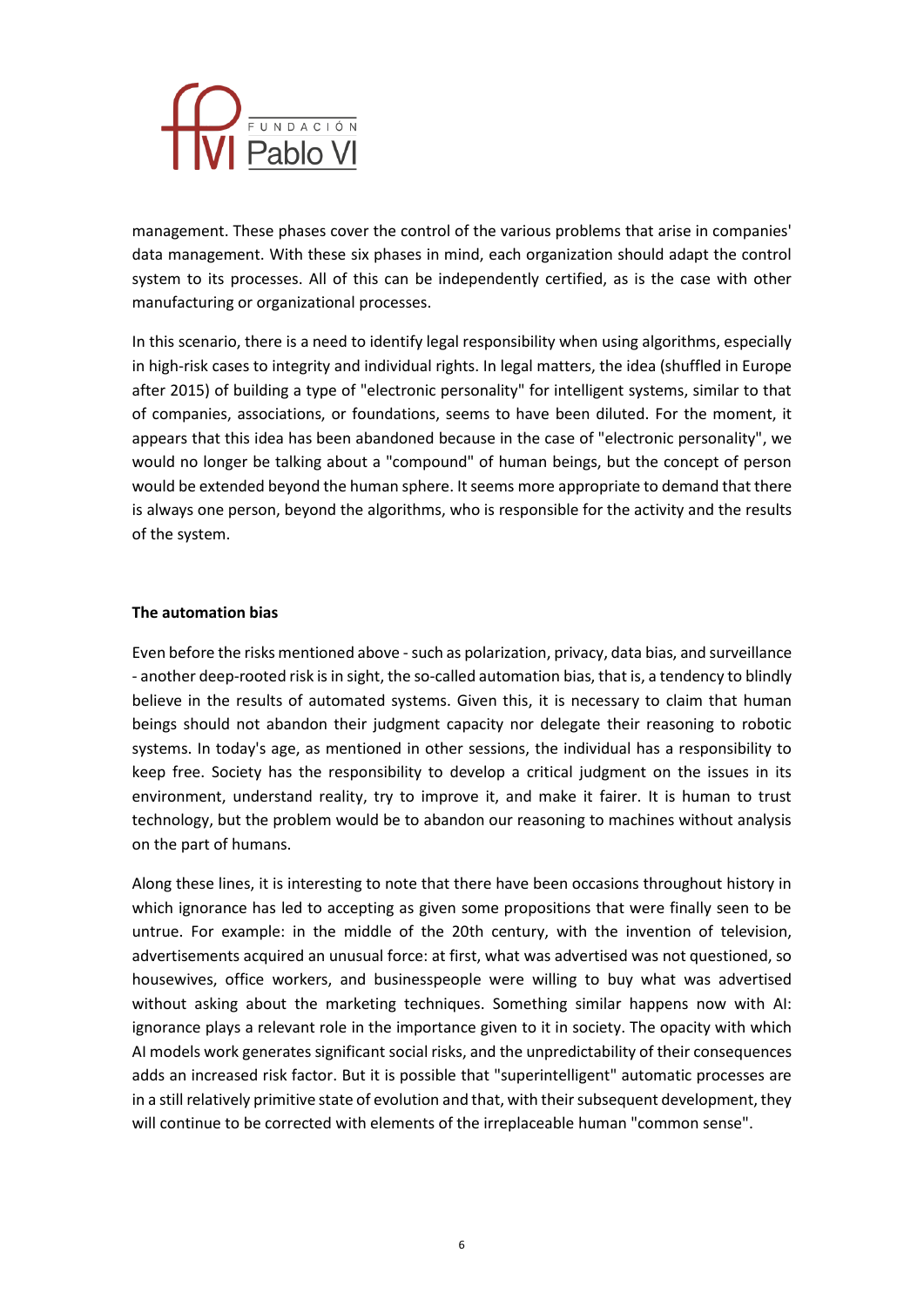management. These phases cover the control of the various problems that arise in companies' data management. With these six phases in mind, each organization should adapt the control system to its processes. All of this can be independently certified, as is the case with other manufacturing or organizational processes.

In this scenario, there is a need to identify legal responsibility when using algorithms, especially in high-risk cases to integrity and individual rights. In legal matters, the idea (shuffled in Europe after 2015) of building a type of "electronic personality" for intelligent systems, similar to that of companies, associations, or foundations, seems to have been diluted. For the moment, it appears that this idea has been abandoned because in the case of "electronic personality", we would no longer be talking about a "compound" of human beings, but the concept of person would be extended beyond the human sphere. It seems more appropriate to demand that there is always one person, beyond the algorithms, who is responsible for the activity and the results of the system.

**The automation bias**

Even before the risks mentioned above - such as polarization, privacy, data bias, and surveillance - another deep-rooted risk is in sight, the so-called automation bias, that is, a tendency to blindly believe in the results of automated systems. Given this, it is necessary to claim that human beings should not abandon their judgment capacity nor delegate their reasoning to robotic systems. In today's age, as mentioned in other sessions, the individual has a responsibility to keep free. Society has the responsibility to develop a critical judgment on the issues in its environment, understand reality, try to improve it, and make it fairer. It is human to trust technology, but the problem would be to abandon our reasoning to machines without analysis on the part of humans.

Along these lines, it is interesting to note that there have been occasions throughout history in which ignorance has led to accepting as given some propositions that were finally seen to be untrue. For example: in the middle of the 20th century, with the invention of television, advertisements acquired an unusual force: at first, what was advertised was not questioned, so housewives, office workers, and businesspeople were willing to buy what was advertised without asking about the marketing techniques. Something similar happens now with AI: ignorance plays a relevant role in the importance given to it in society. The opacity with which AI models work generates significant social risks, and the unpredictability of their consequences adds an increased risk factor. But it is possible that "superintelligent" automatic processes are in a still relatively primitive state of evolution and that, with their subsequent development, they will continue to be corrected with elements of the irreplaceable human "common sense".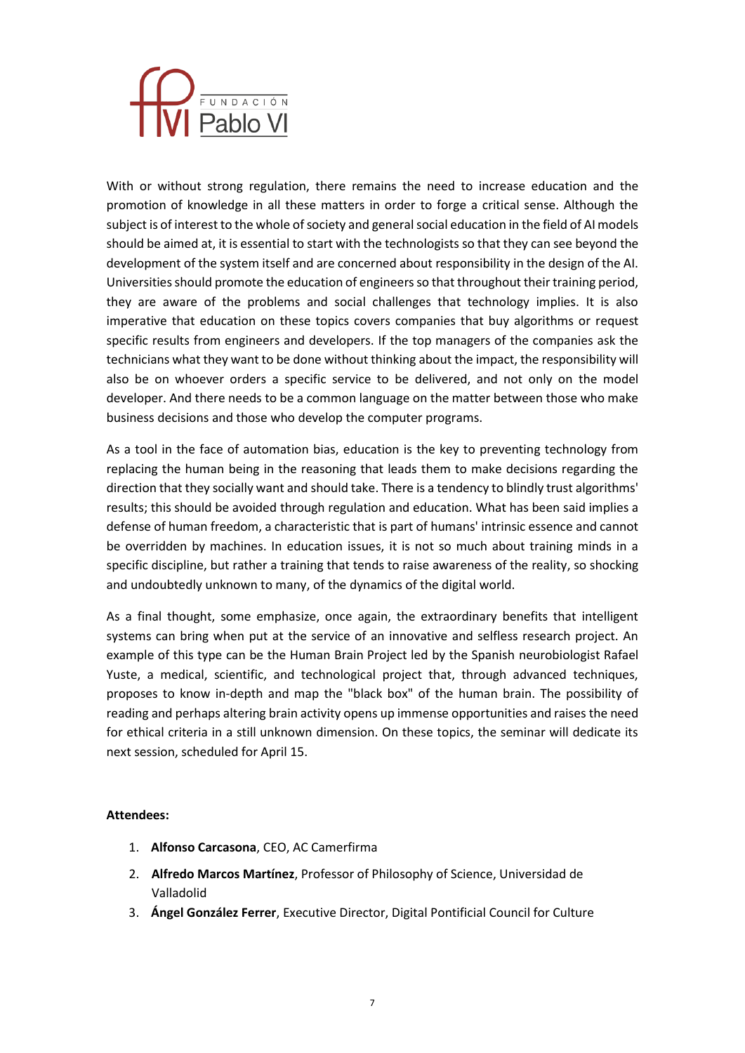With or without strong regulation, there remains the need to increase education and the promotion of knowledge in all these matters in order to forge a critical sense. Although the subject is of interest to the whole of society and general social education in the field of AI models should be aimed at, it is essential to start with the technologists so that they can see beyond the development of the system itself and are concerned about responsibility in the design of the AI. Universities should promote the education of engineers so that throughout their training period, they are aware of the problems and social challenges that technology implies. It is also imperative that education on these topics covers companies that buy algorithms or request specific results from engineers and developers. If the top managers of the companies ask the technicians what they want to be done without thinking about the impact, the responsibility will also be on whoever orders a specific service to be delivered, and not only on the model developer. And there needs to be a common language on the matter between those who make business decisions and those who develop the computer programs.

As a tool in the face of automation bias, education is the key to preventing technology from replacing the human being in the reasoning that leads them to make decisions regarding the direction that they socially want and should take. There is a tendency to blindly trust algorithms' results; this should be avoided through regulation and education. What has been said implies a defense of human freedom, a characteristic that is part of humans' intrinsic essence and cannot be overridden by machines. In education issues, it is not so much about training minds in a specific discipline, but rather a training that tends to raise awareness of the reality, so shocking and undoubtedly unknown to many, of the dynamics of the digital world.

As a final thought, some emphasize, once again, the extraordinary benefits that intelligent systems can bring when put at the service of an innovative and selfless research project. An example of this type can be the Human Brain Project led by the Spanish neurobiologist Rafael Yuste, a medical, scientific, and technological project that, through advanced techniques, proposes to know in-depth and map the "black box" of the human brain. The possibility of reading and perhaps altering brain activity opens up immense opportunities and raises the need for ethical criteria in a still unknown dimension. On these topics, the seminar will dedicate its next session, scheduled for April 15.

**Attendees:**

1. **Alfonso Carcasona**, CEO, AC Camerfirma
2. **Alfredo Marcos Martínez**, Professor of Philosophy of Science, Universidad de Valladolid
3. **Ángel González Ferrer**, Executive Director, Digital Pontificial Council for Culture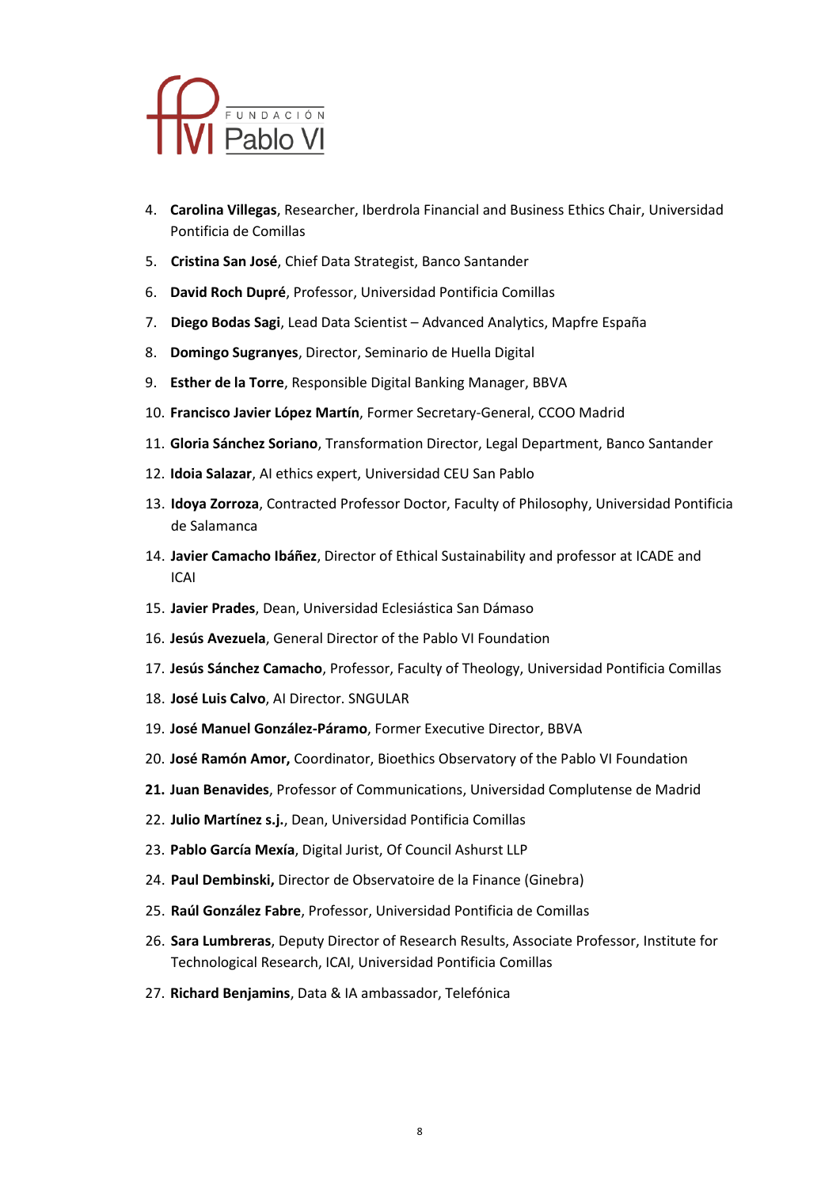4. **Carolina Villegas**, Researcher, Iberdrola Financial and Business Ethics Chair, Universidad Pontificia de Comillas
5. **Cristina San José**, Chief Data Strategist, Banco Santander
6. **David Roch Dupré**, Professor, Universidad Pontificia Comillas
7. **Diego Bodas Sagi**, Lead Data Scientist – Advanced Analytics, Mapfre España
8. **Domingo Sugranyes**, Director, Seminario de Huella Digital
9. **Esther de la Torre**, Responsible Digital Banking Manager, BBVA
10. **Francisco Javier López Martín**, Former Secretary-General, CCOO Madrid
11. **Gloria Sánchez Soriano**, Transformation Director, Legal Department, Banco Santander
12. **Idoia Salazar**, AI ethics expert, Universidad CEU San Pablo
13. **Idoya Zorroza**, Contracted Professor Doctor, Faculty of Philosophy, Universidad Pontificia de Salamanca
14. **Javier Camacho Ibáñez**, Director of Ethical Sustainability and professor at ICADE and ICAI
15. **Javier Prades**, Dean, Universidad Eclesiástica San Dámaso
16. **Jesús Avezuela**, General Director of the Pablo VI Foundation
17. **Jesús Sánchez Camacho**, Professor, Faculty of Theology, Universidad Pontificia Comillas
18. **José Luis Calvo**, AI Director. SNGULAR
19. **José Manuel González-Páramo**, Former Executive Director, BBVA
20. **José Ramón Amor,** Coordinator, Bioethics Observatory of the Pablo VI Foundation
21. **Juan Benavides**, Professor of Communications, Universidad Complutense de Madrid
22. **Julio Martínez s.j.**, Dean, Universidad Pontificia Comillas
23. **Pablo García Mexía**, Digital Jurist, Of Council Ashurst LLP
24. **Paul Dembinski,** Director de Observatoire de la Finance (Ginebra)
25. **Raúl González Fabre**, Professor, Universidad Pontificia de Comillas
26. **Sara Lumbreras**, Deputy Director of Research Results, Associate Professor, Institute for Technological Research, ICAI, Universidad Pontificia Comillas
27. **Richard Benjamins**, Data & IA ambassador, Telefónica